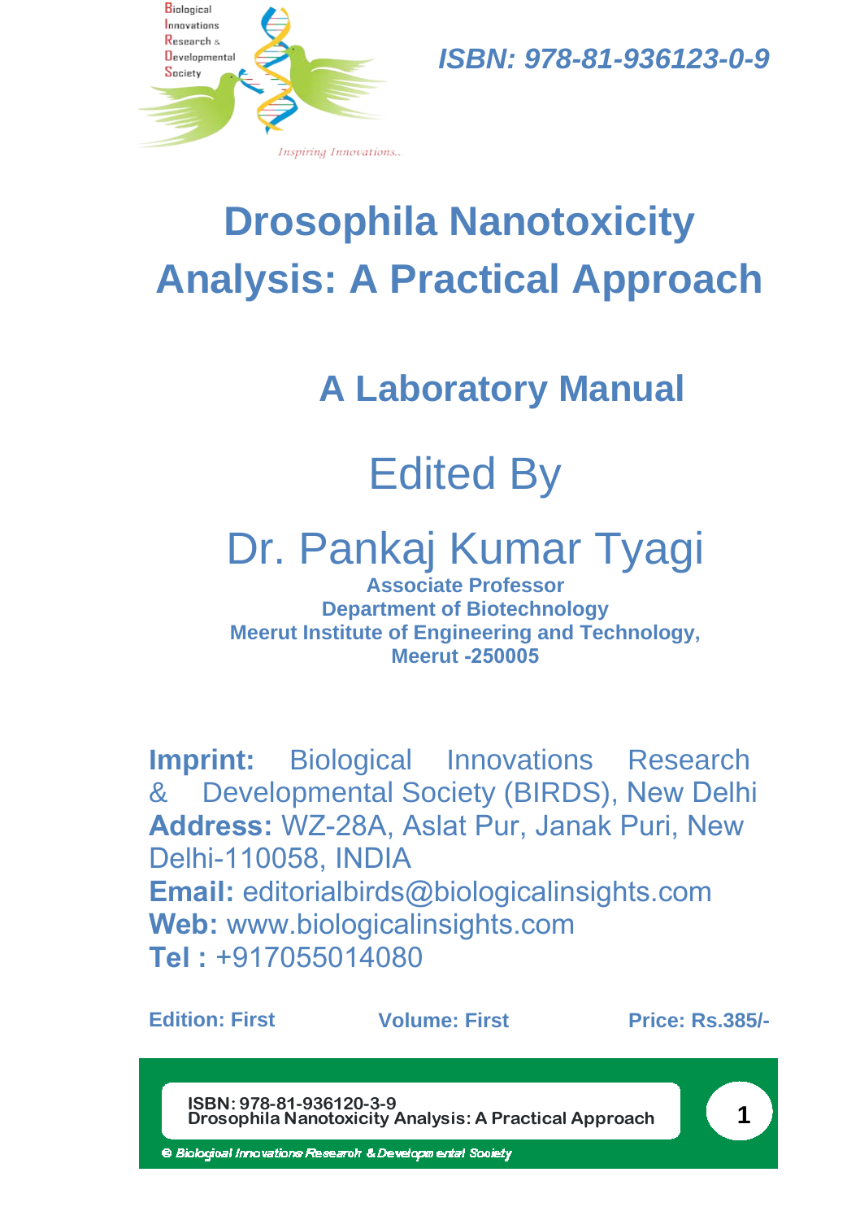Biological Innovations Research & Developmental Society

*Inspiring Innovations..*

***ISBN: 978-81-936123-0-9***

# Drosophila Nanotoxicity Analysis: A Practical Approach

## A Laboratory Manual

Edited By

Dr. Pankaj Kumar Tyagi

**Associate Professor**
**Department of Biotechnology**
**Meerut Institute of Engineering and Technology,**
**Meerut -250005**

**Imprint:** Biological Innovations Research & Developmental Society (BIRDS), New Delhi
**Address:** WZ-28A, Aslat Pur, Janak Puri, New Delhi-110058, INDIA
**Email:** editorialbirds@biologicalinsights.com
**Web:** www.biologicalinsights.com
**Tel :** +917055014080

**Edition: First** **Volume: First** **Price: Rs.385/-**

ISBN: 978-81-936120-3-9
Drosophila Nanotoxicity Analysis: A Practical Approach

© Biological Innovations Research & Developmental Society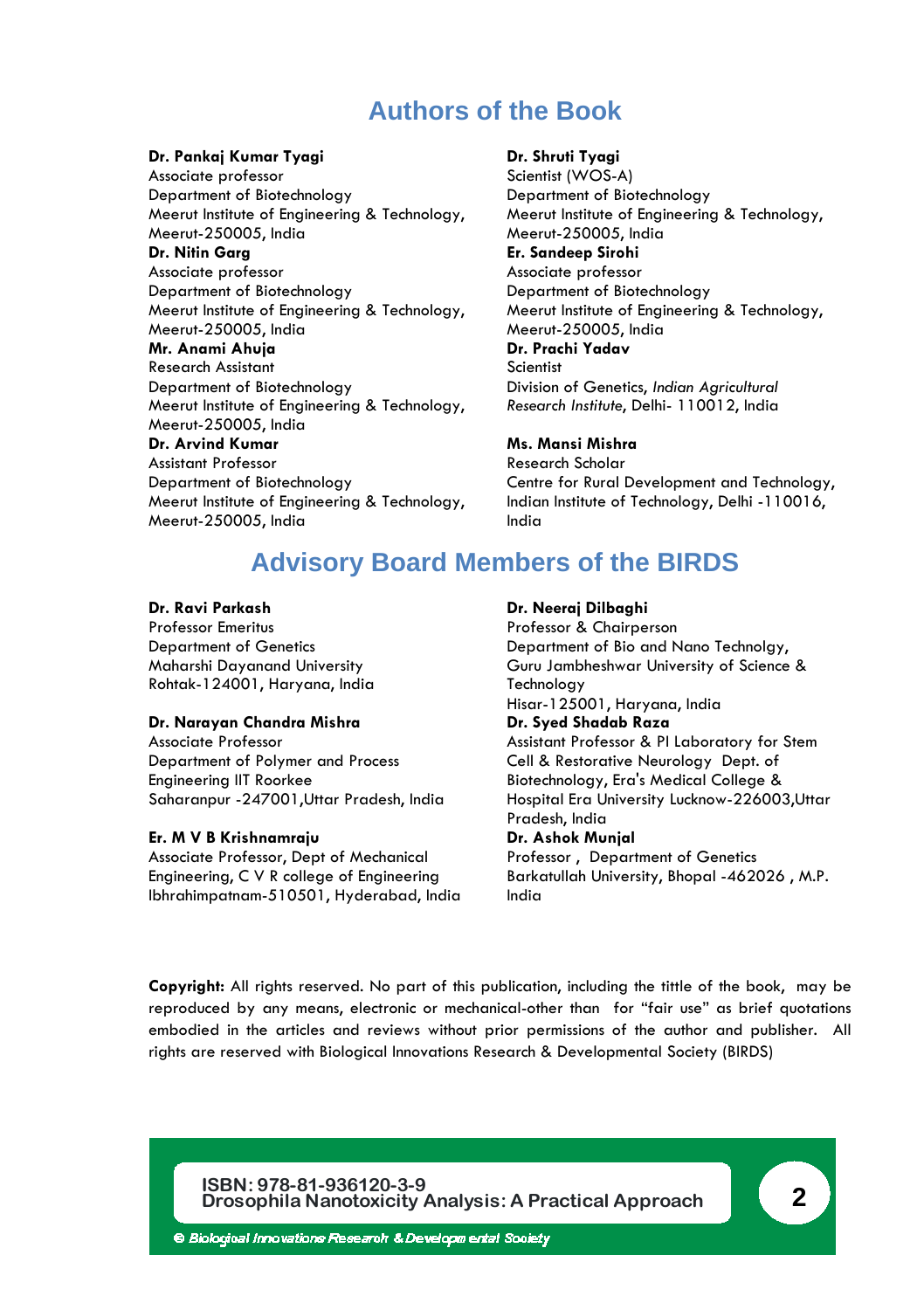## Authors of the Book

**Dr. Pankaj Kumar Tyagi**
Associate professor
Department of Biotechnology
Meerut Institute of Engineering & Technology,
Meerut-250005, India

**Dr. Nitin Garg**
Associate professor
Department of Biotechnology
Meerut Institute of Engineering & Technology,
Meerut-250005, India

**Mr. Anami Ahuja**
Research Assistant
Department of Biotechnology
Meerut Institute of Engineering & Technology,
Meerut-250005, India

**Dr. Arvind Kumar**
Assistant Professor
Department of Biotechnology
Meerut Institute of Engineering & Technology,
Meerut-250005, India

**Dr. Shruti Tyagi**
Scientist (WOS-A)
Department of Biotechnology
Meerut Institute of Engineering & Technology,
Meerut-250005, India

**Er. Sandeep Sirohi**
Associate professor
Department of Biotechnology
Meerut Institute of Engineering & Technology,
Meerut-250005, India

**Dr. Prachi Yadav**
Scientist
Division of Genetics, *Indian Agricultural Research Institute*, Delhi- 110012, India

**Ms. Mansi Mishra**
Research Scholar
Centre for Rural Development and Technology,
Indian Institute of Technology, Delhi -110016,
India

## Advisory Board Members of the BIRDS

**Dr. Ravi Parkash**
Professor Emeritus
Department of Genetics
Maharshi Dayanand University
Rohtak-124001, Haryana, India

**Dr. Narayan Chandra Mishra**
Associate Professor
Department of Polymer and Process
Engineering IIT Roorkee
Saharanpur -247001,Uttar Pradesh, India

**Er. M V B Krishnamraju**
Associate Professor, Dept of Mechanical
Engineering, C V R college of Engineering
Ibhrahimpatnam-510501, Hyderabad, India

**Dr. Neeraj Dilbaghi**
Professor & Chairperson
Department of Bio and Nano Technolgy,
Guru Jambheshwar University of Science &
Technology
Hisar-125001, Haryana, India

**Dr. Syed Shadab Raza**
Assistant Professor & PI Laboratory for Stem
Cell & Restorative Neurology Dept. of
Biotechnology, Era's Medical College &
Hospital Era University Lucknow-226003,Uttar
Pradesh, India

**Dr. Ashok Munjal**
Professor , Department of Genetics
Barkatullah University, Bhopal -462026 , M.P.
India

**Copyright:** All rights reserved. No part of this publication, including the tittle of the book, may be reproduced by any means, electronic or mechanical-other than for "fair use" as brief quotations embodied in the articles and reviews without prior permissions of the author and publisher. All rights are reserved with Biological Innovations Research & Developmental Society (BIRDS)

ISBN: 978-81-936120-3-9
Drosophila Nanotoxicity Analysis: A Practical Approach

© Biological Innovations Research & Developmental Society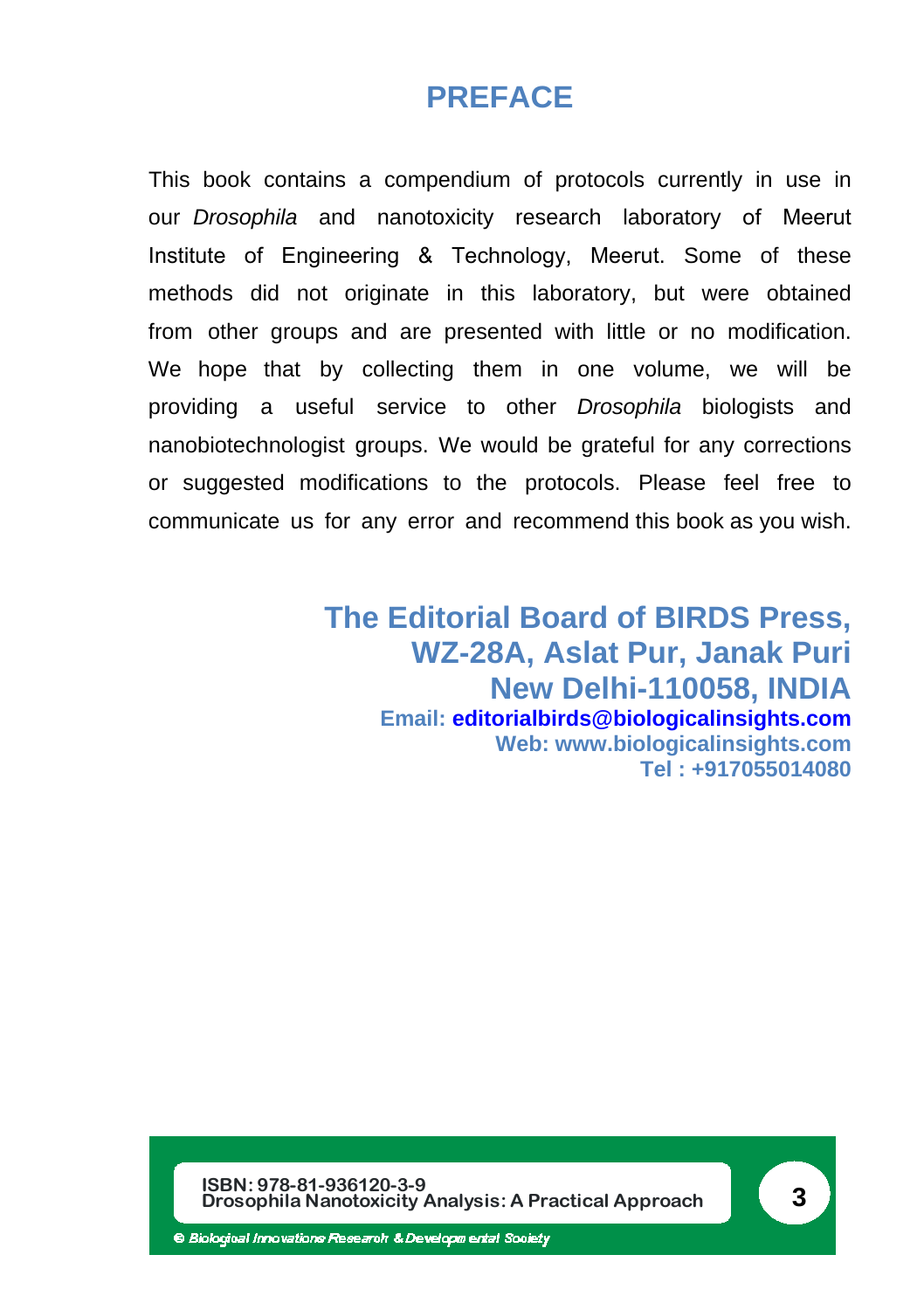# PREFACE

This book contains a compendium of protocols currently in use in our *Drosophila* and nanotoxicity research laboratory of Meerut Institute of Engineering & Technology, Meerut. Some of these methods did not originate in this laboratory, but were obtained from other groups and are presented with little or no modification. We hope that by collecting them in one volume, we will be providing a useful service to other *Drosophila* biologists and nanobiotechnologist groups. We would be grateful for any corrections or suggested modifications to the protocols. Please feel free to communicate us for any error and recommend this book as you wish.

**The Editorial Board of BIRDS Press,**
**WZ-28A, Aslat Pur, Janak Puri**
**New Delhi-110058, INDIA**
**Email: editorialbirds@biologicalinsights.com**
**Web: www.biologicalinsights.com**
**Tel : +917055014080**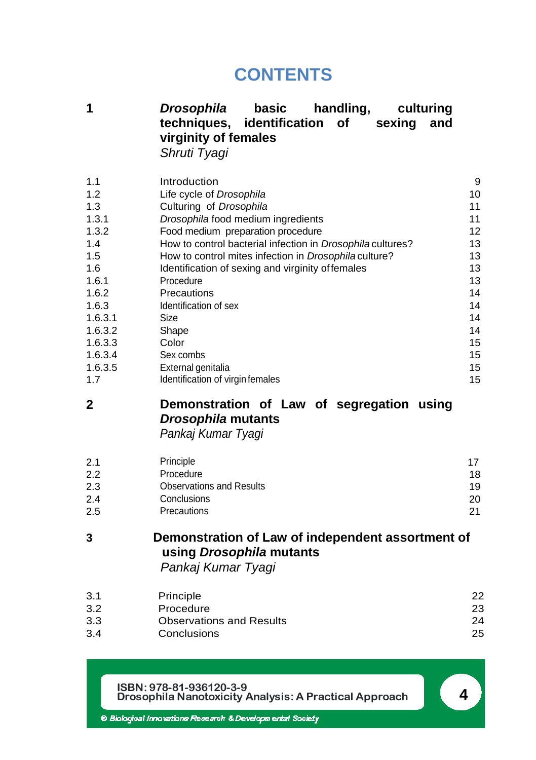# CONTENTS

| | | |
|---|---|---|
| **1** | ***Drosophila* basic handling, culturing techniques, identification of sexing and virginity of females** *Shruti Tyagi* | |
| 1.1 | Introduction | 9 |
| 1.2 | Life cycle of *Drosophila* | 10 |
| 1.3 | Culturing of *Drosophila* | 11 |
| 1.3.1 | *Drosophila* food medium ingredients | 11 |
| 1.3.2 | Food medium preparation procedure | 12 |
| 1.4 | How to control bacterial infection in *Drosophila* cultures? | 13 |
| 1.5 | How to control mites infection in *Drosophila* culture? | 13 |
| 1.6 | Identification of sexing and virginity of females | 13 |
| 1.6.1 | Procedure | 13 |
| 1.6.2 | Precautions | 14 |
| 1.6.3 | Identification of sex | 14 |
| 1.6.3.1 | Size | 14 |
| 1.6.3.2 | Shape | 14 |
| 1.6.3.3 | Color | 15 |
| 1.6.3.4 | Sex combs | 15 |
| 1.6.3.5 | External genitalia | 15 |
| 1.7 | Identification of virgin females | 15 |
| **2** | **Demonstration of Law of segregation using *Drosophila* mutants** *Pankaj Kumar Tyagi* | |
| 2.1 | Principle | 17 |
| 2.2 | Procedure | 18 |
| 2.3 | Observations and Results | 19 |
| 2.4 | Conclusions | 20 |
| 2.5 | Precautions | 21 |
| **3** | **Demonstration of Law of independent assortment of using *Drosophila* mutants** *Pankaj Kumar Tyagi* | |
| 3.1 | Principle | 22 |
| 3.2 | Procedure | 23 |
| 3.3 | Observations and Results | 24 |
| 3.4 | Conclusions | 25 |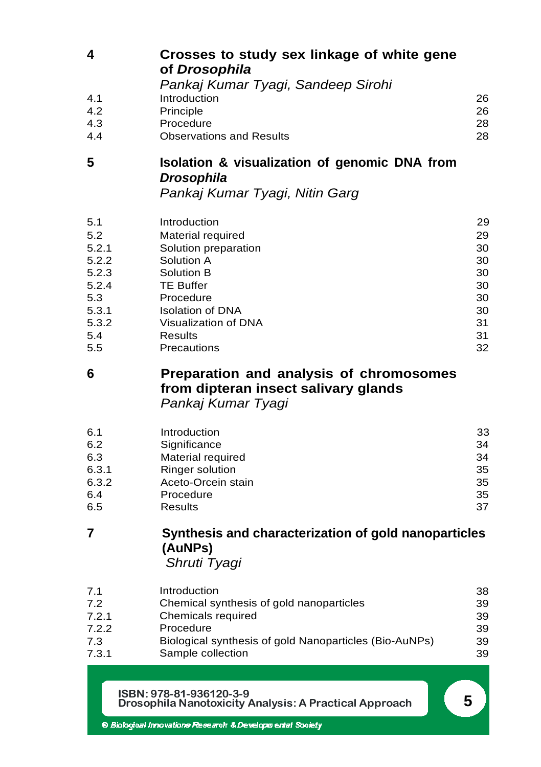| | | |
|---|---|---|
| **4** | **Crosses to study sex linkage of white gene of *Drosophila*** | |
| | *Pankaj Kumar Tyagi, Sandeep Sirohi* | |
| 4.1 | Introduction | 26 |
| 4.2 | Principle | 26 |
| 4.3 | Procedure | 28 |
| 4.4 | Observations and Results | 28 |
| **5** | **Isolation & visualization of genomic DNA from *Drosophila*** | |
| | *Pankaj Kumar Tyagi, Nitin Garg* | |
| 5.1 | Introduction | 29 |
| 5.2 | Material required | 29 |
| 5.2.1 | Solution preparation | 30 |
| 5.2.2 | Solution A | 30 |
| 5.2.3 | Solution B | 30 |
| 5.2.4 | TE Buffer | 30 |
| 5.3 | Procedure | 30 |
| 5.3.1 | Isolation of DNA | 30 |
| 5.3.2 | Visualization of DNA | 31 |
| 5.4 | Results | 31 |
| 5.5 | Precautions | 32 |
| **6** | **Preparation and analysis of chromosomes from dipteran insect salivary glands** | |
| | *Pankaj Kumar Tyagi* | |
| 6.1 | Introduction | 33 |
| 6.2 | Significance | 34 |
| 6.3 | Material required | 34 |
| 6.3.1 | Ringer solution | 35 |
| 6.3.2 | Aceto-Orcein stain | 35 |
| 6.4 | Procedure | 35 |
| 6.5 | Results | 37 |
| **7** | **Synthesis and characterization of gold nanoparticles (AuNPs)** | |
| | *Shruti Tyagi* | |
| 7.1 | Introduction | 38 |
| 7.2 | Chemical synthesis of gold nanoparticles | 39 |
| 7.2.1 | Chemicals required | 39 |
| 7.2.2 | Procedure | 39 |
| 7.3 | Biological synthesis of gold Nanoparticles (Bio-AuNPs) | 39 |
| 7.3.1 | Sample collection | 39 |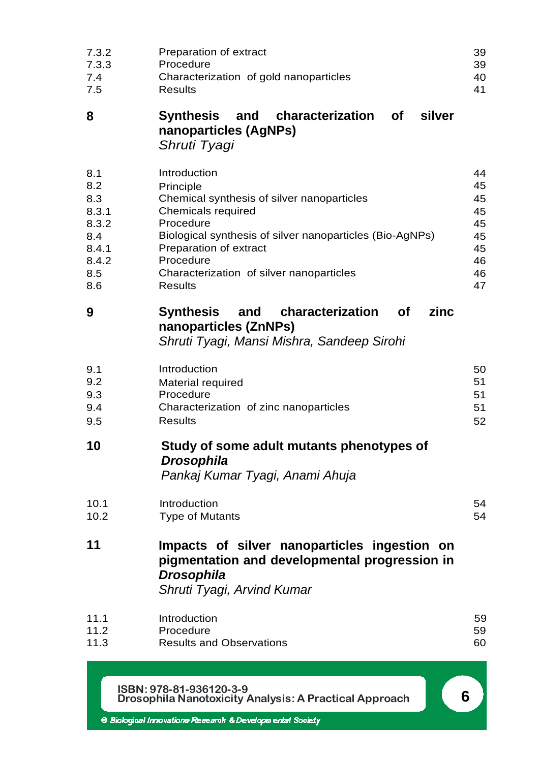| | | |
|---|---|---|
| 7.3.2 | Preparation of extract | 39 |
| 7.3.3 | Procedure | 39 |
| 7.4 | Characterization of gold nanoparticles | 40 |
| 7.5 | Results | 41 |
| **8** | **Synthesis and characterization of silver nanoparticles (AgNPs)** *Shruti Tyagi* | |
| 8.1 | Introduction | 44 |
| 8.2 | Principle | 45 |
| 8.3 | Chemical synthesis of silver nanoparticles | 45 |
| 8.3.1 | Chemicals required | 45 |
| 8.3.2 | Procedure | 45 |
| 8.4 | Biological synthesis of silver nanoparticles (Bio-AgNPs) | 45 |
| 8.4.1 | Preparation of extract | 45 |
| 8.4.2 | Procedure | 46 |
| 8.5 | Characterization of silver nanoparticles | 46 |
| 8.6 | Results | 47 |
| **9** | **Synthesis and characterization of zinc nanoparticles (ZnNPs)** *Shruti Tyagi, Mansi Mishra, Sandeep Sirohi* | |
| 9.1 | Introduction | 50 |
| 9.2 | Material required | 51 |
| 9.3 | Procedure | 51 |
| 9.4 | Characterization of zinc nanoparticles | 51 |
| 9.5 | Results | 52 |
| **10** | **Study of some adult mutants phenotypes of *Drosophila*** *Pankaj Kumar Tyagi, Anami Ahuja* | |
| 10.1 | Introduction | 54 |
| 10.2 | Type of Mutants | 54 |
| **11** | **Impacts of silver nanoparticles ingestion on pigmentation and developmental progression in *Drosophila*** *Shruti Tyagi, Arvind Kumar* | |
| 11.1 | Introduction | 59 |
| 11.2 | Procedure | 59 |
| 11.3 | Results and Observations | 60 |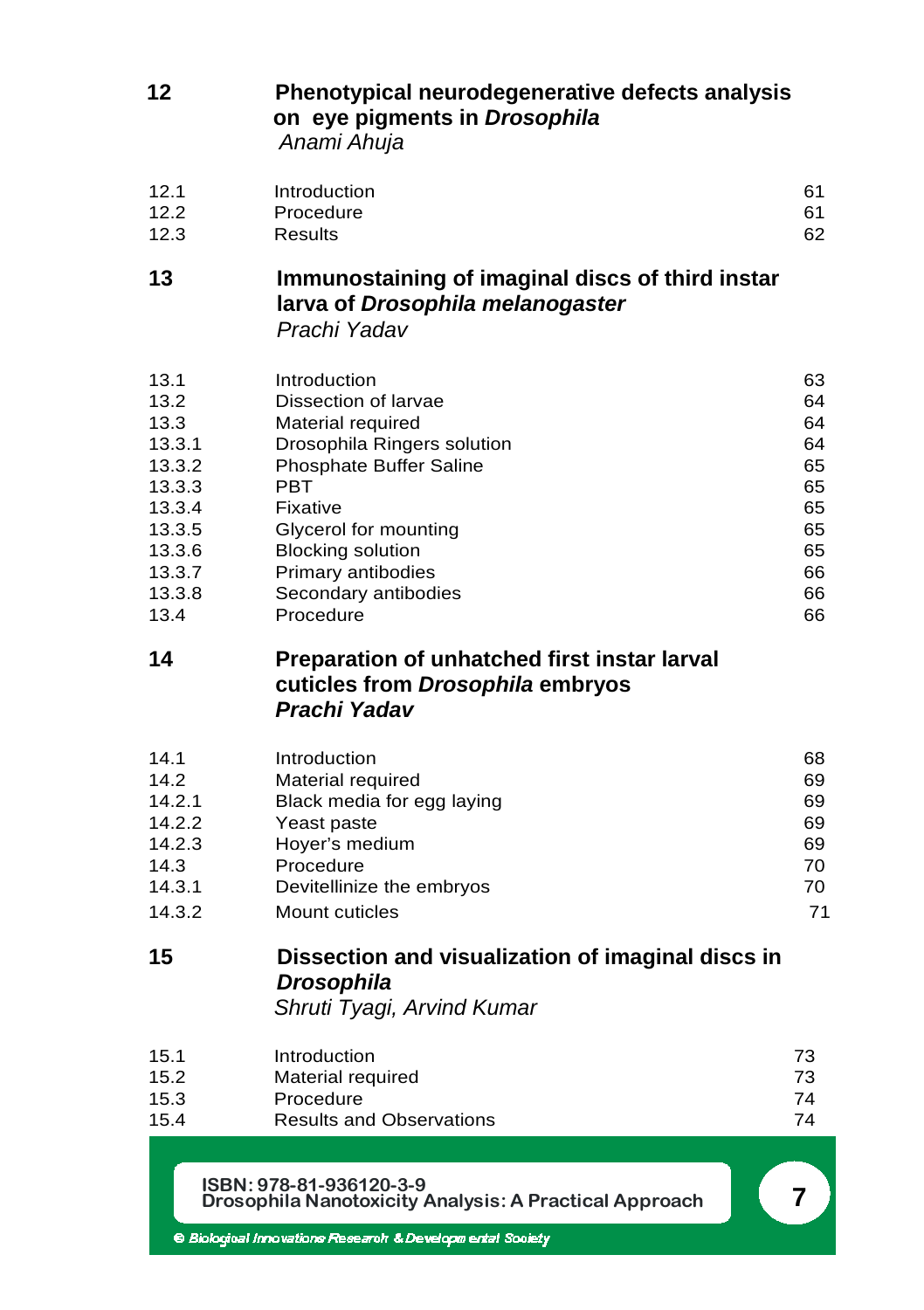**12** **Phenotypical neurodegenerative defects analysis on eye pigments in *Drosophila***
*Anami Ahuja*

| | | |
|---|---|---|
| 12.1 | Introduction | 61 |
| 12.2 | Procedure | 61 |
| 12.3 | Results | 62 |

**13** **Immunostaining of imaginal discs of third instar larva of *Drosophila melanogaster***
*Prachi Yadav*

| | | |
|---|---|---|
| 13.1 | Introduction | 63 |
| 13.2 | Dissection of larvae | 64 |
| 13.3 | Material required | 64 |
| 13.3.1 | Drosophila Ringers solution | 64 |
| 13.3.2 | Phosphate Buffer Saline | 65 |
| 13.3.3 | PBT | 65 |
| 13.3.4 | Fixative | 65 |
| 13.3.5 | Glycerol for mounting | 65 |
| 13.3.6 | Blocking solution | 65 |
| 13.3.7 | Primary antibodies | 66 |
| 13.3.8 | Secondary antibodies | 66 |
| 13.4 | Procedure | 66 |

**14** **Preparation of unhatched first instar larval cuticles from *Drosophila* embryos**
***Prachi Yadav***

| | | |
|---|---|---|
| 14.1 | Introduction | 68 |
| 14.2 | Material required | 69 |
| 14.2.1 | Black media for egg laying | 69 |
| 14.2.2 | Yeast paste | 69 |
| 14.2.3 | Hoyer's medium | 69 |
| 14.3 | Procedure | 70 |
| 14.3.1 | Devitellinize the embryos | 70 |
| 14.3.2 | Mount cuticles | 71 |

**15** **Dissection and visualization of imaginal discs in *Drosophila***
*Shruti Tyagi, Arvind Kumar*

| | | |
|---|---|---|
| 15.1 | Introduction | 73 |
| 15.2 | Material required | 73 |
| 15.3 | Procedure | 74 |
| 15.4 | Results and Observations | 74 |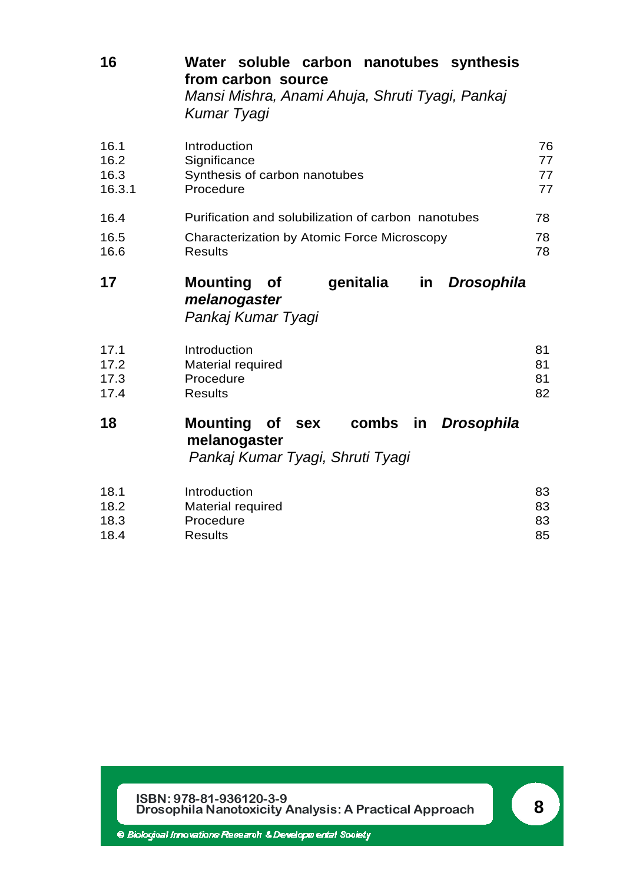**16** **Water soluble carbon nanotubes synthesis from carbon source**
*Mansi Mishra, Anami Ahuja, Shruti Tyagi, Pankaj Kumar Tyagi*

| | | |
|---|---|---|
| 16.1 | Introduction | 76 |
| 16.2 | Significance | 77 |
| 16.3 | Synthesis of carbon nanotubes | 77 |
| 16.3.1 | Procedure | 77 |
| 16.4 | Purification and solubilization of carbon nanotubes | 78 |
| 16.5 | Characterization by Atomic Force Microscopy | 78 |
| 16.6 | Results | 78 |

**17** **Mounting of genitalia in *Drosophila melanogaster***
*Pankaj Kumar Tyagi*

| | | |
|---|---|---|
| 17.1 | Introduction | 81 |
| 17.2 | Material required | 81 |
| 17.3 | Procedure | 81 |
| 17.4 | Results | 82 |

**18** **Mounting of sex combs in *Drosophila* melanogaster**
*Pankaj Kumar Tyagi, Shruti Tyagi*

| | | |
|---|---|---|
| 18.1 | Introduction | 83 |
| 18.2 | Material required | 83 |
| 18.3 | Procedure | 83 |
| 18.4 | Results | 85 |